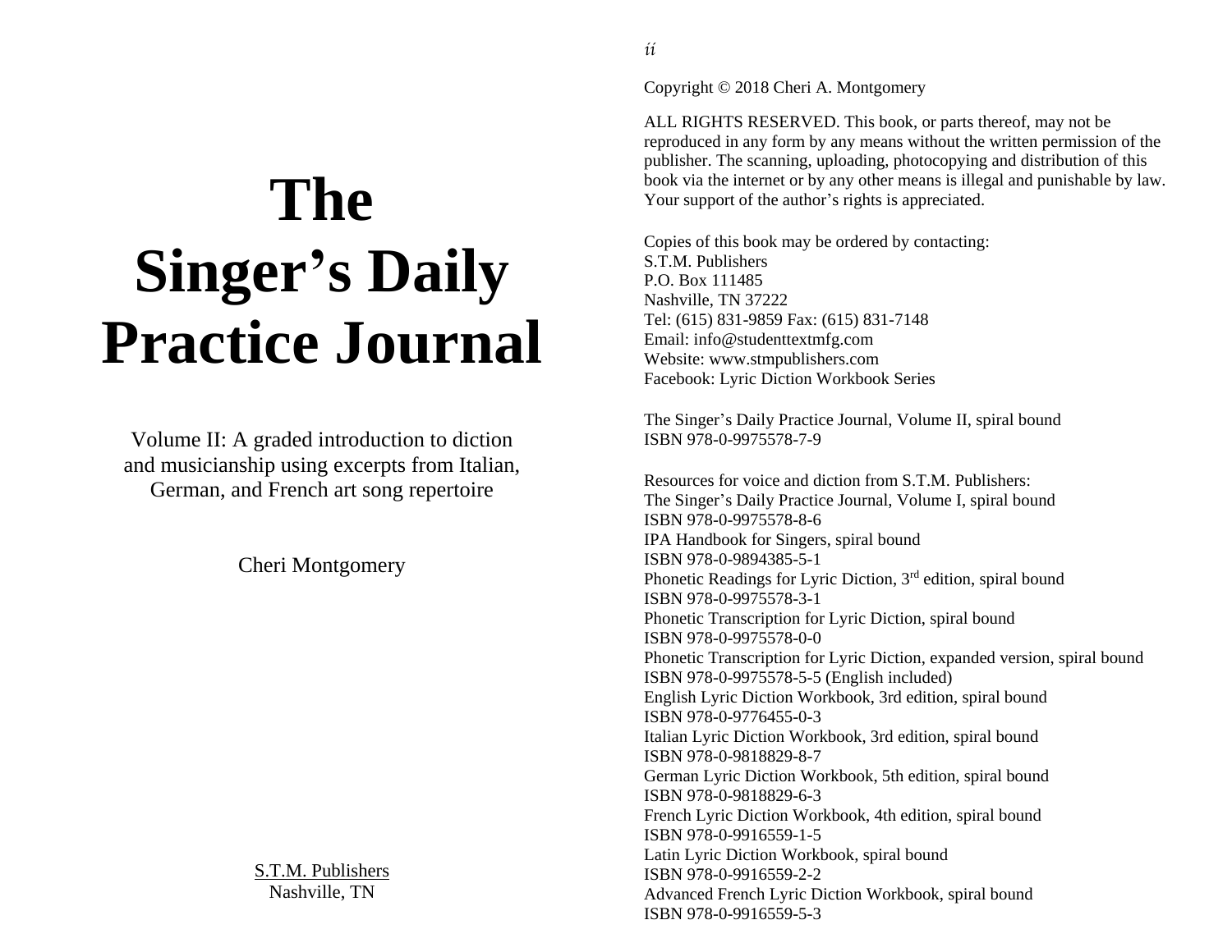# The Singer's Daily Practice Journal

Volume II: A graded introduction to diction and musicianship using excerpts from Italian, German, and French art song repertoire

Cheri Montgomery

S.T.M. Publishers
Nashville, TN

Copyright © 2018 Cheri A. Montgomery

ALL RIGHTS RESERVED. This book, or parts thereof, may not be reproduced in any form by any means without the written permission of the publisher. The scanning, uploading, photocopying and distribution of this book via the internet or by any other means is illegal and punishable by law. Your support of the author's rights is appreciated.

Copies of this book may be ordered by contacting:
S.T.M. Publishers
P.O. Box 111485
Nashville, TN 37222
Tel: (615) 831-9859 Fax: (615) 831-7148
Email: info@studenttextmfg.com
Website: www.stmpublishers.com
Facebook: Lyric Diction Workbook Series

The Singer's Daily Practice Journal, Volume II, spiral bound
ISBN 978-0-9975578-7-9

Resources for voice and diction from S.T.M. Publishers:
The Singer's Daily Practice Journal, Volume I, spiral bound
ISBN 978-0-9975578-8-6
IPA Handbook for Singers, spiral bound
ISBN 978-0-9894385-5-1
Phonetic Readings for Lyric Diction, 3rd edition, spiral bound
ISBN 978-0-9975578-3-1
Phonetic Transcription for Lyric Diction, spiral bound
ISBN 978-0-9975578-0-0
Phonetic Transcription for Lyric Diction, expanded version, spiral bound
ISBN 978-0-9975578-5-5 (English included)
English Lyric Diction Workbook, 3rd edition, spiral bound
ISBN 978-0-9776455-0-3
Italian Lyric Diction Workbook, 3rd edition, spiral bound
ISBN 978-0-9818829-8-7
German Lyric Diction Workbook, 5th edition, spiral bound
ISBN 978-0-9818829-6-3
French Lyric Diction Workbook, 4th edition, spiral bound
ISBN 978-0-9916559-1-5
Latin Lyric Diction Workbook, spiral bound
ISBN 978-0-9916559-2-2
Advanced French Lyric Diction Workbook, spiral bound
ISBN 978-0-9916559-5-3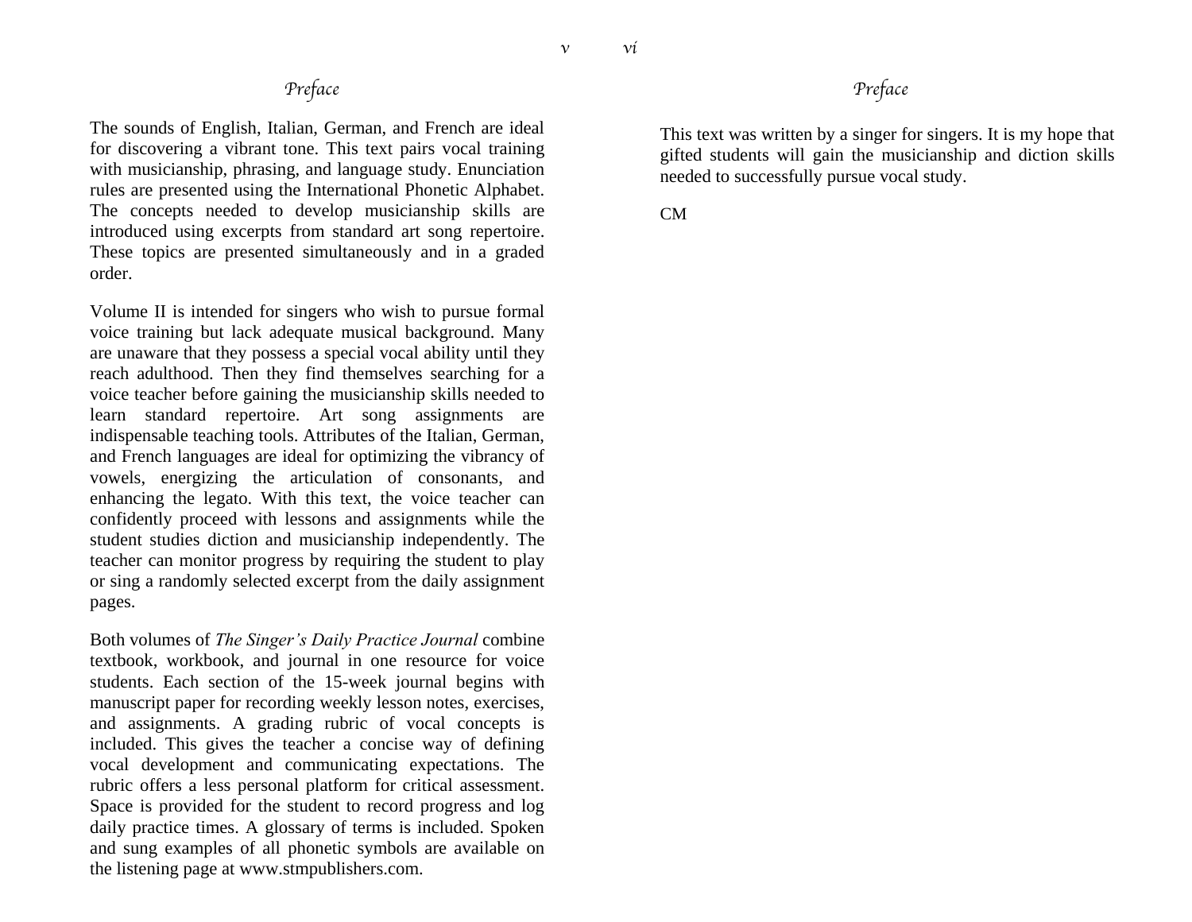## Preface

The sounds of English, Italian, German, and French are ideal for discovering a vibrant tone. This text pairs vocal training with musicianship, phrasing, and language study. Enunciation rules are presented using the International Phonetic Alphabet. The concepts needed to develop musicianship skills are introduced using excerpts from standard art song repertoire. These topics are presented simultaneously and in a graded order.

Volume II is intended for singers who wish to pursue formal voice training but lack adequate musical background. Many are unaware that they possess a special vocal ability until they reach adulthood. Then they find themselves searching for a voice teacher before gaining the musicianship skills needed to learn standard repertoire. Art song assignments are indispensable teaching tools. Attributes of the Italian, German, and French languages are ideal for optimizing the vibrancy of vowels, energizing the articulation of consonants, and enhancing the legato. With this text, the voice teacher can confidently proceed with lessons and assignments while the student studies diction and musicianship independently. The teacher can monitor progress by requiring the student to play or sing a randomly selected excerpt from the daily assignment pages.

Both volumes of *The Singer's Daily Practice Journal* combine textbook, workbook, and journal in one resource for voice students. Each section of the 15-week journal begins with manuscript paper for recording weekly lesson notes, exercises, and assignments. A grading rubric of vocal concepts is included. This gives the teacher a concise way of defining vocal development and communicating expectations. The rubric offers a less personal platform for critical assessment. Space is provided for the student to record progress and log daily practice times. A glossary of terms is included. Spoken and sung examples of all phonetic symbols are available on the listening page at www.stmpublishers.com.

## Preface

This text was written by a singer for singers. It is my hope that gifted students will gain the musicianship and diction skills needed to successfully pursue vocal study.

CM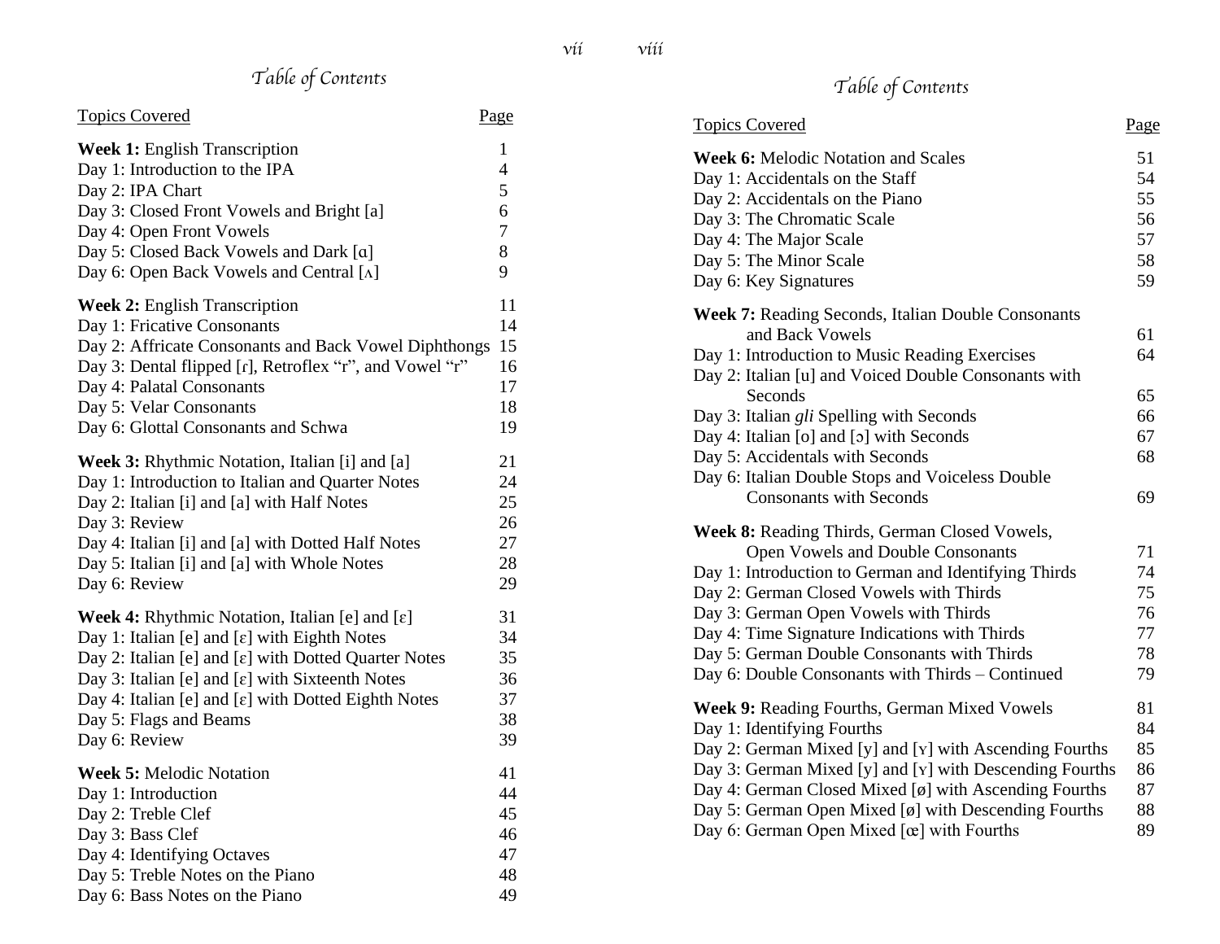## *Table of Contents*

| Topics Covered | Page |
|---|---|
| **Week 1:** English Transcription | 1 |
| Day 1: Introduction to the IPA | 4 |
| Day 2: IPA Chart | 5 |
| Day 3: Closed Front Vowels and Bright [a] | 6 |
| Day 4: Open Front Vowels | 7 |
| Day 5: Closed Back Vowels and Dark [ɑ] | 8 |
| Day 6: Open Back Vowels and Central [ʌ] | 9 |
| **Week 2:** English Transcription | 11 |
| Day 1: Fricative Consonants | 14 |
| Day 2: Affricate Consonants and Back Vowel Diphthongs | 15 |
| Day 3: Dental flipped [ɾ], Retroflex "r", and Vowel "r" | 16 |
| Day 4: Palatal Consonants | 17 |
| Day 5: Velar Consonants | 18 |
| Day 6: Glottal Consonants and Schwa | 19 |
| **Week 3:** Rhythmic Notation, Italian [i] and [a] | 21 |
| Day 1: Introduction to Italian and Quarter Notes | 24 |
| Day 2: Italian [i] and [a] with Half Notes | 25 |
| Day 3: Review | 26 |
| Day 4: Italian [i] and [a] with Dotted Half Notes | 27 |
| Day 5: Italian [i] and [a] with Whole Notes | 28 |
| Day 6: Review | 29 |
| **Week 4:** Rhythmic Notation, Italian [e] and [ɛ] | 31 |
| Day 1: Italian [e] and [ɛ] with Eighth Notes | 34 |
| Day 2: Italian [e] and [ɛ] with Dotted Quarter Notes | 35 |
| Day 3: Italian [e] and [ɛ] with Sixteenth Notes | 36 |
| Day 4: Italian [e] and [ɛ] with Dotted Eighth Notes | 37 |
| Day 5: Flags and Beams | 38 |
| Day 6: Review | 39 |
| **Week 5:** Melodic Notation | 41 |
| Day 1: Introduction | 44 |
| Day 2: Treble Clef | 45 |
| Day 3: Bass Clef | 46 |
| Day 4: Identifying Octaves | 47 |
| Day 5: Treble Notes on the Piano | 48 |
| Day 6: Bass Notes on the Piano | 49 |

## *Table of Contents*

| Topics Covered | Page |
|---|---|
| **Week 6:** Melodic Notation and Scales | 51 |
| Day 1: Accidentals on the Staff | 54 |
| Day 2: Accidentals on the Piano | 55 |
| Day 3: The Chromatic Scale | 56 |
| Day 4: The Major Scale | 57 |
| Day 5: The Minor Scale | 58 |
| Day 6: Key Signatures | 59 |
| **Week 7:** Reading Seconds, Italian Double Consonants and Back Vowels | 61 |
| Day 1: Introduction to Music Reading Exercises | 64 |
| Day 2: Italian [u] and Voiced Double Consonants with Seconds | 65 |
| Day 3: Italian *gli* Spelling with Seconds | 66 |
| Day 4: Italian [o] and [ɔ] with Seconds | 67 |
| Day 5: Accidentals with Seconds | 68 |
| Day 6: Italian Double Stops and Voiceless Double Consonants with Seconds | 69 |
| **Week 8:** Reading Thirds, German Closed Vowels, Open Vowels and Double Consonants | 71 |
| Day 1: Introduction to German and Identifying Thirds | 74 |
| Day 2: German Closed Vowels with Thirds | 75 |
| Day 3: German Open Vowels with Thirds | 76 |
| Day 4: Time Signature Indications with Thirds | 77 |
| Day 5: German Double Consonants with Thirds | 78 |
| Day 6: Double Consonants with Thirds – Continued | 79 |
| **Week 9:** Reading Fourths, German Mixed Vowels | 81 |
| Day 1: Identifying Fourths | 84 |
| Day 2: German Mixed [y] and [ʏ] with Ascending Fourths | 85 |
| Day 3: German Mixed [y] and [ʏ] with Descending Fourths | 86 |
| Day 4: German Closed Mixed [ø] with Ascending Fourths | 87 |
| Day 5: German Open Mixed [ø] with Descending Fourths | 88 |
| Day 6: German Open Mixed [œ] with Fourths | 89 |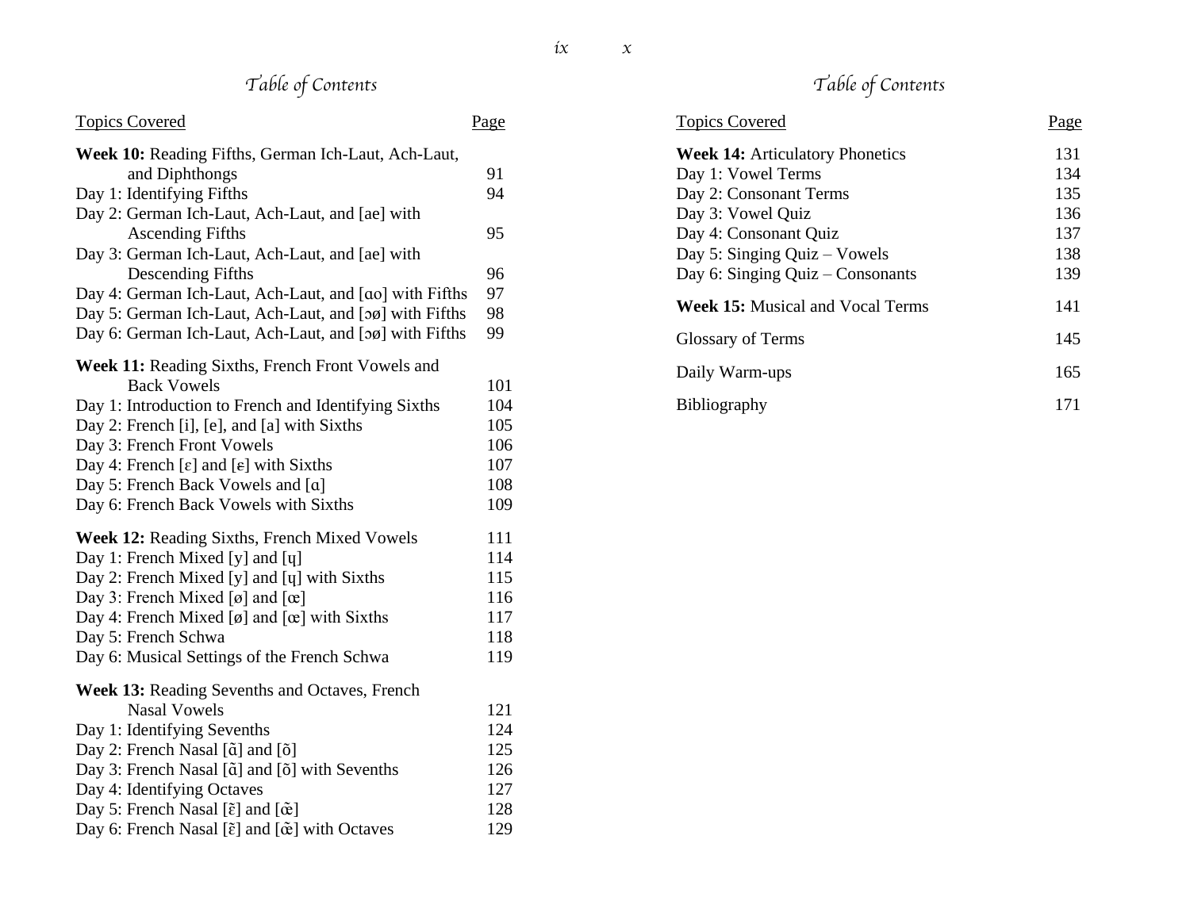## *Table of Contents*

| Topics Covered | Page |
|---|---|
| **Week 10:** Reading Fifths, German Ich-Laut, Ach-Laut, and Diphthongs | 91 |
| Day 1: Identifying Fifths | 94 |
| Day 2: German Ich-Laut, Ach-Laut, and [ae] with Ascending Fifths | 95 |
| Day 3: German Ich-Laut, Ach-Laut, and [ae] with Descending Fifths | 96 |
| Day 4: German Ich-Laut, Ach-Laut, and [ɑo] with Fifths | 97 |
| Day 5: German Ich-Laut, Ach-Laut, and [ɔø] with Fifths | 98 |
| Day 6: German Ich-Laut, Ach-Laut, and [ɔø] with Fifths | 99 |
| **Week 11:** Reading Sixths, French Front Vowels and Back Vowels | 101 |
| Day 1: Introduction to French and Identifying Sixths | 104 |
| Day 2: French [i], [e], and [a] with Sixths | 105 |
| Day 3: French Front Vowels | 106 |
| Day 4: French [ɛ] and [ɛ] with Sixths | 107 |
| Day 5: French Back Vowels and [ɑ] | 108 |
| Day 6: French Back Vowels with Sixths | 109 |
| **Week 12:** Reading Sixths, French Mixed Vowels | 111 |
| Day 1: French Mixed [y] and [ɥ] | 114 |
| Day 2: French Mixed [y] and [ɥ] with Sixths | 115 |
| Day 3: French Mixed [ø] and [œ] | 116 |
| Day 4: French Mixed [ø] and [œ] with Sixths | 117 |
| Day 5: French Schwa | 118 |
| Day 6: Musical Settings of the French Schwa | 119 |
| **Week 13:** Reading Sevenths and Octaves, French Nasal Vowels | 121 |
| Day 1: Identifying Sevenths | 124 |
| Day 2: French Nasal [ɑ̃] and [õ] | 125 |
| Day 3: French Nasal [ɑ̃] and [õ] with Sevenths | 126 |
| Day 4: Identifying Octaves | 127 |
| Day 5: French Nasal [ɛ̃] and [œ̃] | 128 |
| Day 6: French Nasal [ɛ̃] and [œ̃] with Octaves | 129 |

## *Table of Contents*

| Topics Covered | Page |
|---|---|
| **Week 14:** Articulatory Phonetics | 131 |
| Day 1: Vowel Terms | 134 |
| Day 2: Consonant Terms | 135 |
| Day 3: Vowel Quiz | 136 |
| Day 4: Consonant Quiz | 137 |
| Day 5: Singing Quiz – Vowels | 138 |
| Day 6: Singing Quiz – Consonants | 139 |
| **Week 15:** Musical and Vocal Terms | 141 |
| Glossary of Terms | 145 |
| Daily Warm-ups | 165 |
| Bibliography | 171 |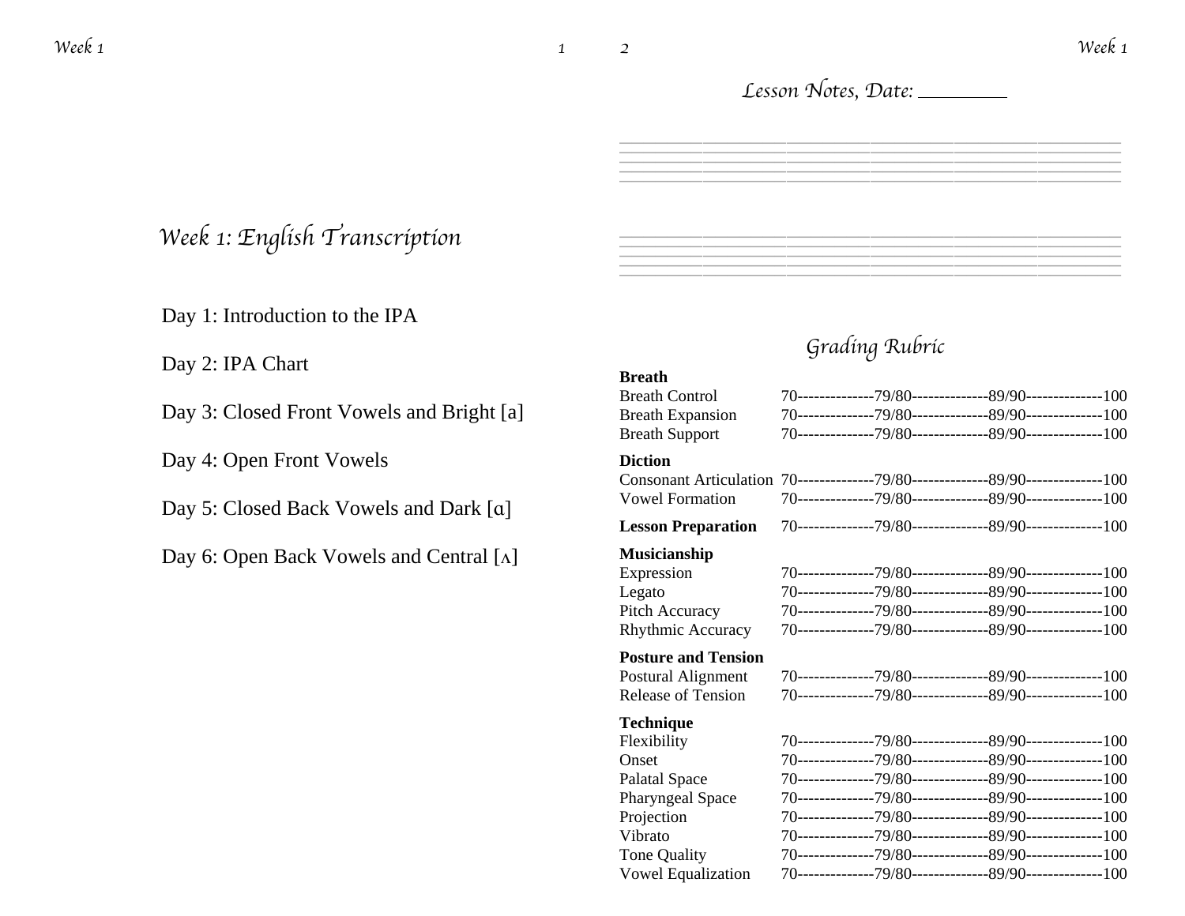# Week 1: English Transcription

Day 1: Introduction to the IPA

Day 2: IPA Chart

Day 3: Closed Front Vowels and Bright [a]

Day 4: Open Front Vowels

Day 5: Closed Back Vowels and Dark [ɑ]

Day 6: Open Back Vowels and Central [ʌ]

## Lesson Notes, Date: ________

## Grading Rubric

| | |
|---|---|
| **Breath** | |
| Breath Control | 70--------------79/80--------------89/90--------------100 |
| Breath Expansion | 70--------------79/80--------------89/90--------------100 |
| Breath Support | 70--------------79/80--------------89/90--------------100 |
| **Diction** | |
| Consonant Articulation | 70--------------79/80--------------89/90--------------100 |
| Vowel Formation | 70--------------79/80--------------89/90--------------100 |
| **Lesson Preparation** | 70--------------79/80--------------89/90--------------100 |
| **Musicianship** | |
| Expression | 70--------------79/80--------------89/90--------------100 |
| Legato | 70--------------79/80--------------89/90--------------100 |
| Pitch Accuracy | 70--------------79/80--------------89/90--------------100 |
| Rhythmic Accuracy | 70--------------79/80--------------89/90--------------100 |
| **Posture and Tension** | |
| Postural Alignment | 70--------------79/80--------------89/90--------------100 |
| Release of Tension | 70--------------79/80--------------89/90--------------100 |
| **Technique** | |
| Flexibility | 70--------------79/80--------------89/90--------------100 |
| Onset | 70--------------79/80--------------89/90--------------100 |
| Palatal Space | 70--------------79/80--------------89/90--------------100 |
| Pharyngeal Space | 70--------------79/80--------------89/90--------------100 |
| Projection | 70--------------79/80--------------89/90--------------100 |
| Vibrato | 70--------------79/80--------------89/90--------------100 |
| Tone Quality | 70--------------79/80--------------89/90--------------100 |
| Vowel Equalization | 70--------------79/80--------------89/90--------------100 |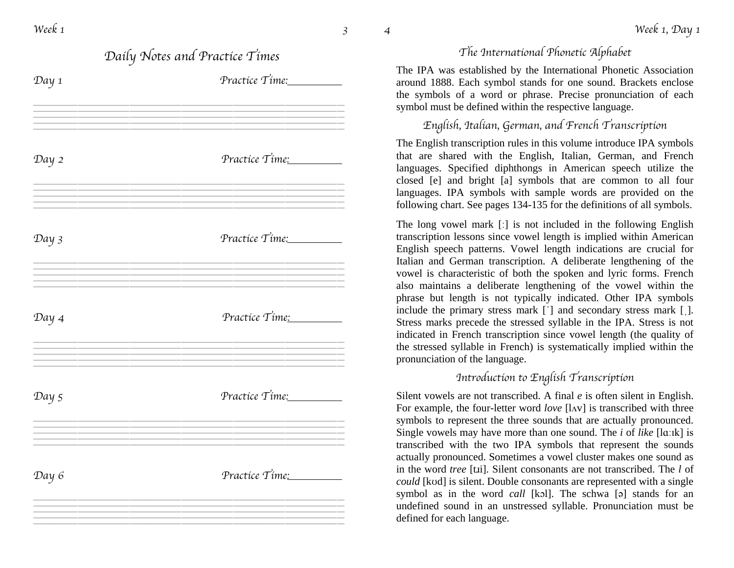## Daily Notes and Practice Times

*Day 1* — *Practice Time:* ________

*Day 2* — *Practice Time:* ________

*Day 3* — *Practice Time:* ________

*Day 4* — *Practice Time:* ________

*Day 5* — *Practice Time:* ________

*Day 6* — *Practice Time:* ________

## The International Phonetic Alphabet

The IPA was established by the International Phonetic Association around 1888. Each symbol stands for one sound. Brackets enclose the symbols of a word or phrase. Precise pronunciation of each symbol must be defined within the respective language.

## English, Italian, German, and French Transcription

The English transcription rules in this volume introduce IPA symbols that are shared with the English, Italian, German, and French languages. Specified diphthongs in American speech utilize the closed [e] and bright [a] symbols that are common to all four languages. IPA symbols with sample words are provided on the following chart. See pages 134-135 for the definitions of all symbols.

The long vowel mark [ː] is not included in the following English transcription lessons since vowel length is implied within American English speech patterns. Vowel length indications are crucial for Italian and German transcription. A deliberate lengthening of the vowel is characteristic of both the spoken and lyric forms. French also maintains a deliberate lengthening of the vowel within the phrase but length is not typically indicated. Other IPA symbols include the primary stress mark [ˈ] and secondary stress mark [ˌ]. Stress marks precede the stressed syllable in the IPA. Stress is not indicated in French transcription since vowel length (the quality of the stressed syllable in French) is systematically implied within the pronunciation of the language.

## Introduction to English Transcription

Silent vowels are not transcribed. A final *e* is often silent in English. For example, the four-letter word *love* [lʌv] is transcribed with three symbols to represent the three sounds that are actually pronounced. Single vowels may have more than one sound. The *i* of *like* [lɑːɪk] is transcribed with the two IPA symbols that represent the sounds actually pronounced. Sometimes a vowel cluster makes one sound as in the word *tree* [tɹi]. Silent consonants are not transcribed. The *l* of *could* [kʊd] is silent. Double consonants are represented with a single symbol as in the word *call* [kɔl]. The schwa [ə] stands for an undefined sound in an unstressed syllable. Pronunciation must be defined for each language.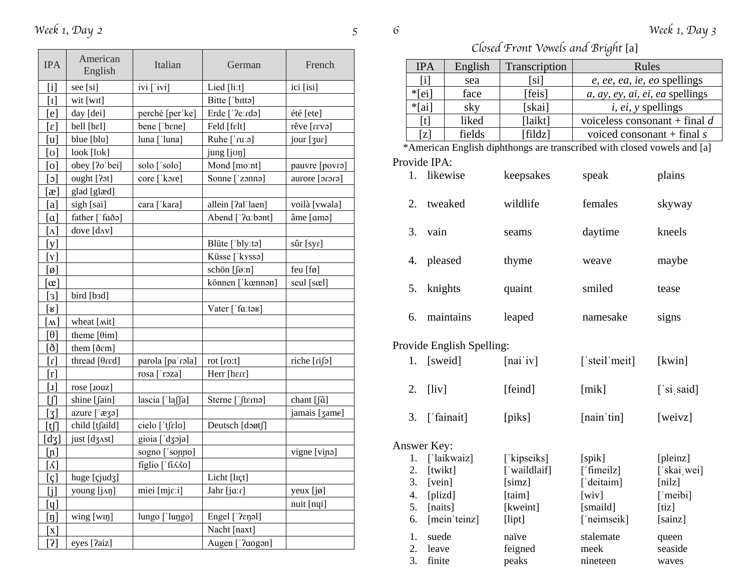| IPA | American English | Italian | German | French |
|---|---|---|---|---|
| [i] | see [si] | ivi [ˈivi] | Lied [liːt] | ici [isi] |
| [ɪ] | wit [wɪt] | | Bitte [ˈbɪttə] | |
| [e] | day [dei] | perché [perˈke] | Erde [ˈʔeːɾdə] | été [ete] |
| [ɛ] | bell [bɛl] | bene [ˈbɛne] | Feld [fɛlt] | rêve [ɾɛvə] |
| [u] | blue [blu] | luna [ˈluna] | Ruhe [ˈɾuːə] | jour [ʒuɾ] |
| [ʊ] | look [lʊk] | | jung [jʊŋ] | |
| [o] | obey [ʔoˈbei] | solo [ˈsolo] | Mond [moːnt] | pauvre [povɾə] |
| [ɔ] | ought [ʔɔt] | core [ˈkɔɾe] | Sonne [ˈzɔnnə] | aurore [ɔɾɔɾə] |
| [æ] | glad [glæd] | | | |
| [a] | sigh [sai] | cara [ˈkaɾa] | allein [ʔalˈlaen] | voilà [vwala] |
| [ɑ] | father [ˈfɑðə] | | Abend [ˈʔɑːbənt] | âme [ɑmə] |
| [ʌ] | dove [dʌv] | | | |
| [y] | | | Blüte [ˈblyːtə] | sûr [syɾ] |
| [ʏ] | | | Küsse [ˈkʏssə] | |
| [ø] | | | schön [ʃøːn] | feu [fø] |
| [œ] | | | können [ˈkœnnən] | seul [sœl] |
| [ɜ] | bird [bɜd] | | | |
| [ʁ] | | | Vater [ˈfɑːtəʁ] | |
| [ʍ] | wheat [ʍit] | | | |
| [θ] | theme [θim] | | | |
| [ð] | them [ðɛm] | | | |
| [ɾ] | thread [θɾɛd] | parola [paˈɾɔla] | rot [ɾoːt] | riche [ɾiʃə] |
| [r] | | rosa [ˈrɔza] | Herr [hɛrr] | |
| [ɹ] | rose [ɹouz] | | | |
| [ʃ] | shine [ʃain] | lascia [ˈlaʃʃa] | Sterne [ˈʃtɛɾnə] | chant [ʃɑ̃] |
| [ʒ] | azure [ˈæʒə] | | | jamais [ʒamɛ] |
| [tʃ] | child [tʃaild] | cielo [ˈtʃɛlo] | Deutsch [dɔøtʃ] | |
| [dʒ] | just [dʒʌst] | gioia [ˈdʒɔja] | | |
| [ɲ] | | sogno [ˈsoɲɲo] | | vigne [viɲə] |
| [ʎ] | | figlio [ˈfiʎʎo] | | |
| [ç] | huge [çjudʒ] | | Licht [lɪçt] | |
| [j] | young [jʌŋ] | miei [mjɛːi] | Jahr [jɑːɾ] | yeux [jø] |
| [ɥ] | | | | nuit [nɥi] |
| [ŋ] | wing [wɪŋ] | lungo [ˈluŋgo] | Engel [ˈʔɛŋəl] | |
| [x] | | | Nacht [naxt] | |
| [ʔ] | eyes [ʔaiz] | | Augen [ˈʔaogən] | |

## *Closed Front Vowels and Bright* [a]

| IPA | English | Transcription | Rules |
|---|---|---|---|
| [i] | sea | [si] | *e, ee, ea, ie, eo* spellings |
| *[ei] | face | [feis] | *a, ay, ey, ai, ei, ea* spellings |
| *[ai] | sky | [skai] | *i, ei, y* spellings |
| [t] | liked | [laikt] | voiceless consonant + final *d* |
| [z] | fields | [fildz] | voiced consonant + final *s* |

*American English diphthongs are transcribed with closed vowels and [a]

Provide IPA:

1. likewise — keepsakes — speak — plains
2. tweaked — wildlife — females — skyway
3. vain — seams — daytime — kneels
4. pleased — thyme — weave — maybe
5. knights — quaint — smiled — tease
6. maintains — leaped — namesake — signs

Provide English Spelling:

1. [sweid] — [naiˈiv] — [ˈsteilˈmeit] — [kwin]
2. [liv] — [feind] — [mik] — [ˈsiˌsaid]
3. [ˈfainait] — [piks] — [nainˈtin] — [weivz]

Answer Key:

1. [ˈlaikwaiz] — [ˈkipseiks] — [spik] — [pleinz]
2. [twikt] — [ˈwaildlaif] — [ˈfimeilz] — [ˈskaiˌwei]
3. [vein] — [simz] — [ˈdeitaim] — [nilz]
4. [plizd] — [taim] — [wiv] — [ˈmeibi]
5. [naits] — [kweint] — [smaild] — [tiz]
6. [meinˈteinz] — [lipt] — [ˈneimseik] — [sainz]

1. suede — naïve — stalemate — queen
2. leave — feigned — meek — seaside
3. finite — peaks — nineteen — waves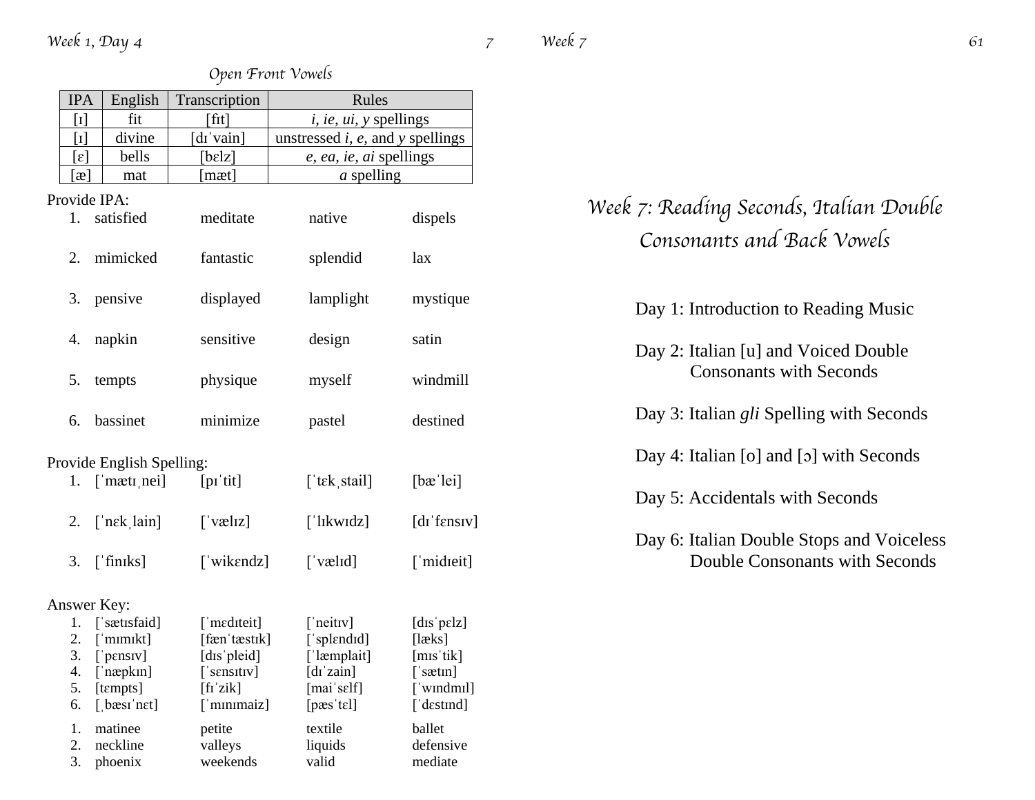## Open Front Vowels

| IPA | English | Transcription | Rules |
|---|---|---|---|
| [ɪ] | fit | [fɪt] | *i, ie, ui, y* spellings |
| [ɪ] | divine | [dɪˈvain] | unstressed *i, e,* and *y* spellings |
| [ɛ] | bells | [bɛlz] | *e, ea, ie, ai* spellings |
| [æ] | mat | [mæt] | *a* spelling |

Provide IPA:

| | | | | |
|---|---|---|---|---|
| 1. | satisfied | meditate | native | dispels |
| 2. | mimicked | fantastic | splendid | lax |
| 3. | pensive | displayed | lamplight | mystique |
| 4. | napkin | sensitive | design | satin |
| 5. | tempts | physique | myself | windmill |
| 6. | bassinet | minimize | pastel | destined |

Provide English Spelling:

| | | | | |
|---|---|---|---|---|
| 1. | [ˈmætɪˌnei] | [pɪˈtit] | [ˈtɛkˌstail] | [bæˈlei] |
| 2. | [ˈnɛkˌlain] | [ˈvælɪz] | [ˈlɪkwɪdz] | [dɪˈfɛnsɪv] |
| 3. | [ˈfinɪks] | [ˈwikɛndz] | [ˈvælɪd] | [ˈmidɪeit] |

Answer Key:

| | | | | |
|---|---|---|---|---|
| 1. | [ˈsætɪsfaid] | [ˈmɛdɪteit] | [ˈneitɪv] | [dɪsˈpɛlz] |
| 2. | [ˈmɪmɪkt] | [fænˈtæstɪk] | [ˈsplɛndɪd] | [læks] |
| 3. | [ˈpɛnsɪv] | [dɪsˈpleid] | [ˈlæmplait] | [mɪsˈtik] |
| 4. | [ˈnæpkɪn] | [ˈsɛnsɪtɪv] | [dɪˈzain] | [ˈsætɪn] |
| 5. | [tɛmpts] | [fɪˈzik] | [maiˈsɛlf] | [ˈwɪndmɪl] |
| 6. | [ˌbæsɪˈnɛt] | [ˈmɪnɪmaiz] | [pæsˈtɛl] | [ˈdɛstɪnd] |

| | | | | |
|---|---|---|---|---|
| 1. | matinee | petite | textile | ballet |
| 2. | neckline | valleys | liquids | defensive |
| 3. | phoenix | weekends | valid | mediate |

# Week 7: Reading Seconds, Italian Double Consonants and Back Vowels

Day 1: Introduction to Reading Music

Day 2: Italian [u] and Voiced Double Consonants with Seconds

Day 3: Italian *gli* Spelling with Seconds

Day 4: Italian [o] and [ɔ] with Seconds

Day 5: Accidentals with Seconds

Day 6: Italian Double Stops and Voiceless Double Consonants with Seconds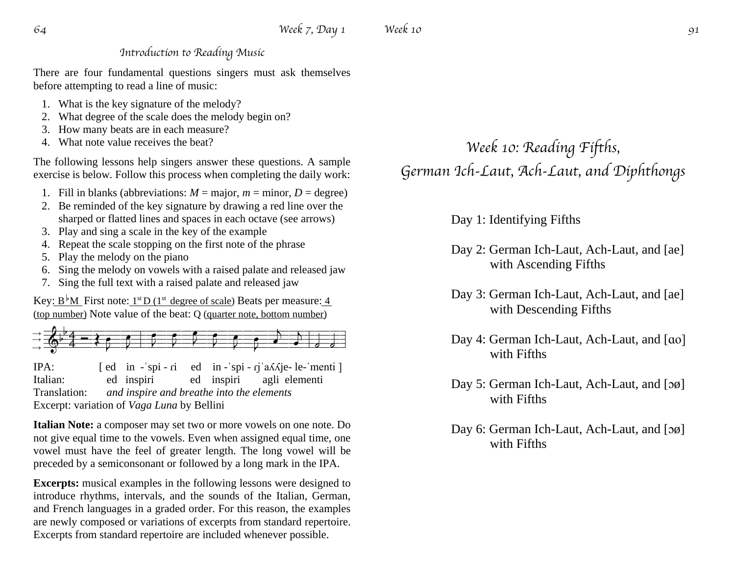## Introduction to Reading Music

There are four fundamental questions singers must ask themselves before attempting to read a line of music:

1. What is the key signature of the melody?
2. What degree of the scale does the melody begin on?
3. How many beats are in each measure?
4. What note value receives the beat?

The following lessons help singers answer these questions. A sample exercise is below. Follow this process when completing the daily work:

1. Fill in blanks (abbreviations: *M* = major, *m* = minor, *D* = degree)
2. Be reminded of the key signature by drawing a red line over the sharped or flatted lines and spaces in each octave (see arrows)
3. Play and sing a scale in the key of the example
4. Repeat the scale stopping on the first note of the phrase
5. Play the melody on the piano
6. Sing the melody on vowels with a raised palate and released jaw
7. Sing the full text with a raised palate and released jaw

Key: B♭M First note: 1st D (1st degree of scale) Beats per measure: 4 (top number) Note value of the beat: Q (quarter note, bottom number)

IPA: [ ed in -ˈspi - ɾi ed in -ˈspi - ɾjˈaʎʎje- le-ˈmenti ]
Italian: ed inspiri ed inspiri agli elementi
Translation: *and inspire and breathe into the elements*
Excerpt: variation of *Vaga Luna* by Bellini

**Italian Note:** a composer may set two or more vowels on one note. Do not give equal time to the vowels. Even when assigned equal time, one vowel must have the feel of greater length. The long vowel will be preceded by a semiconsonant or followed by a long mark in the IPA.

**Excerpts:** musical examples in the following lessons were designed to introduce rhythms, intervals, and the sounds of the Italian, German, and French languages in a graded order. For this reason, the examples are newly composed or variations of excerpts from standard repertoire. Excerpts from standard repertoire are included whenever possible.

# Week 10: Reading Fifths, German Ich-Laut, Ach-Laut, and Diphthongs

Day 1: Identifying Fifths

Day 2: German Ich-Laut, Ach-Laut, and [ae] with Ascending Fifths

Day 3: German Ich-Laut, Ach-Laut, and [ae] with Descending Fifths

Day 4: German Ich-Laut, Ach-Laut, and [ɑo] with Fifths

Day 5: German Ich-Laut, Ach-Laut, and [ɔø] with Fifths

Day 6: German Ich-Laut, Ach-Laut, and [ɔø] with Fifths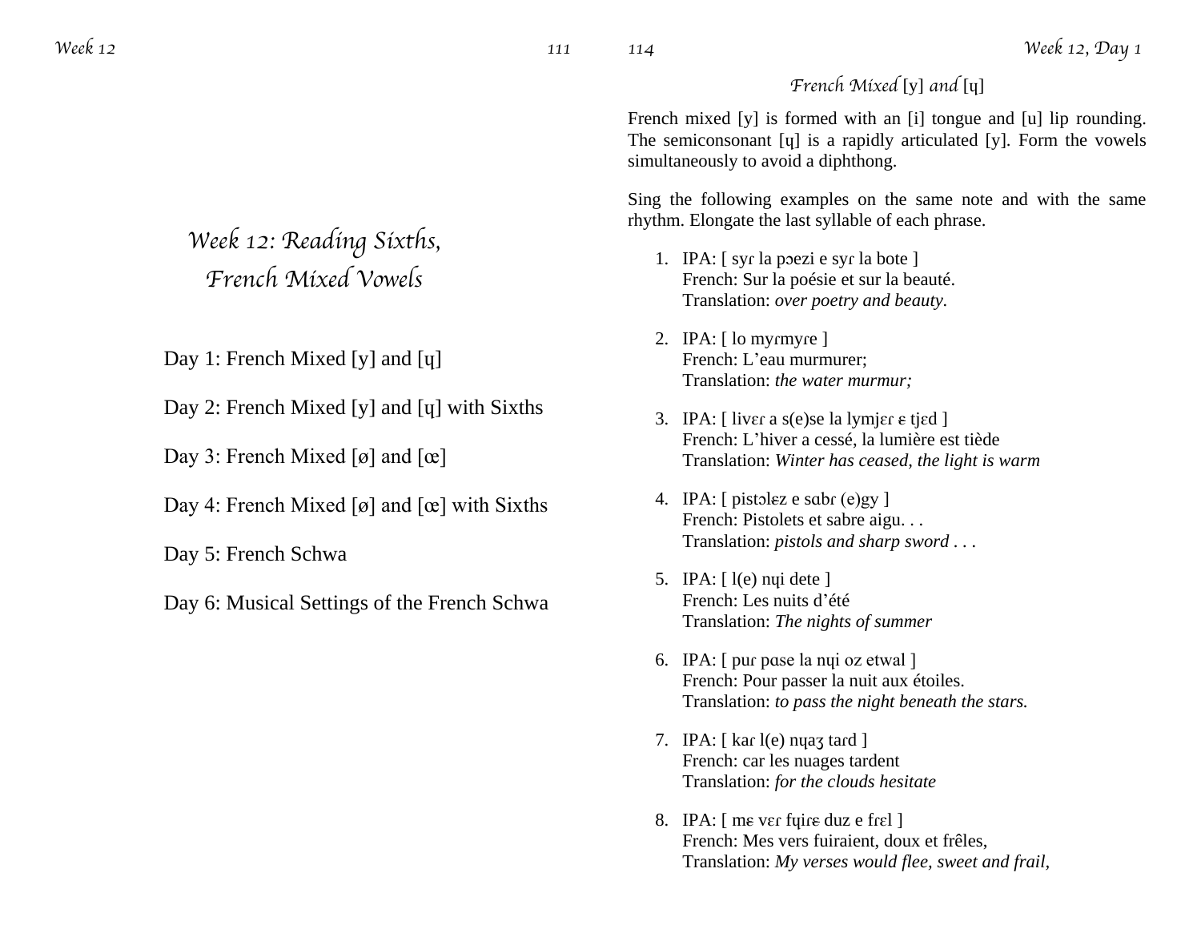# Week 12: Reading Sixths, French Mixed Vowels

Day 1: French Mixed [y] and [ɥ]

Day 2: French Mixed [y] and [ɥ] with Sixths

Day 3: French Mixed [ø] and [œ]

Day 4: French Mixed [ø] and [œ] with Sixths

Day 5: French Schwa

Day 6: Musical Settings of the French Schwa

## *French Mixed* [y] *and* [ɥ]

French mixed [y] is formed with an [i] tongue and [u] lip rounding. The semiconsonant [ɥ] is a rapidly articulated [y]. Form the vowels simultaneously to avoid a diphthong.

Sing the following examples on the same note and with the same rhythm. Elongate the last syllable of each phrase.

1. IPA: [ syɾ la pɔezi e syɾ la bote ]
   French: Sur la poésie et sur la beauté.
   Translation: *over poetry and beauty.*

2. IPA: [ lo myɾmyɾe ]
   French: L'eau murmurer;
   Translation: *the water murmur;*

3. IPA: [ livɛɾ a s(e)se la lymjɛɾ ɇ tjɛd ]
   French: L'hiver a cessé, la lumière est tiède
   Translation: *Winter has ceased, the light is warm*

4. IPA: [ pistɔlɇz e sɑbɾ (e)gy ]
   French: Pistolets et sabre aigu. . .
   Translation: *pistols and sharp sword . . .*

5. IPA: [ l(e) nɥi dete ]
   French: Les nuits d'été
   Translation: *The nights of summer*

6. IPA: [ puɾ pɑse la nɥi oz etwal ]
   French: Pour passer la nuit aux étoiles.
   Translation: *to pass the night beneath the stars.*

7. IPA: [ kaɾ l(e) nɥaʒ taɾd ]
   French: car les nuages tardent
   Translation: *for the clouds hesitate*

8. IPA: [ mɇ vɛɾ fɥiɾɇ duz e fɾɛl ]
   French: Mes vers fuiraient, doux et frêles,
   Translation: *My verses would flee, sweet and frail,*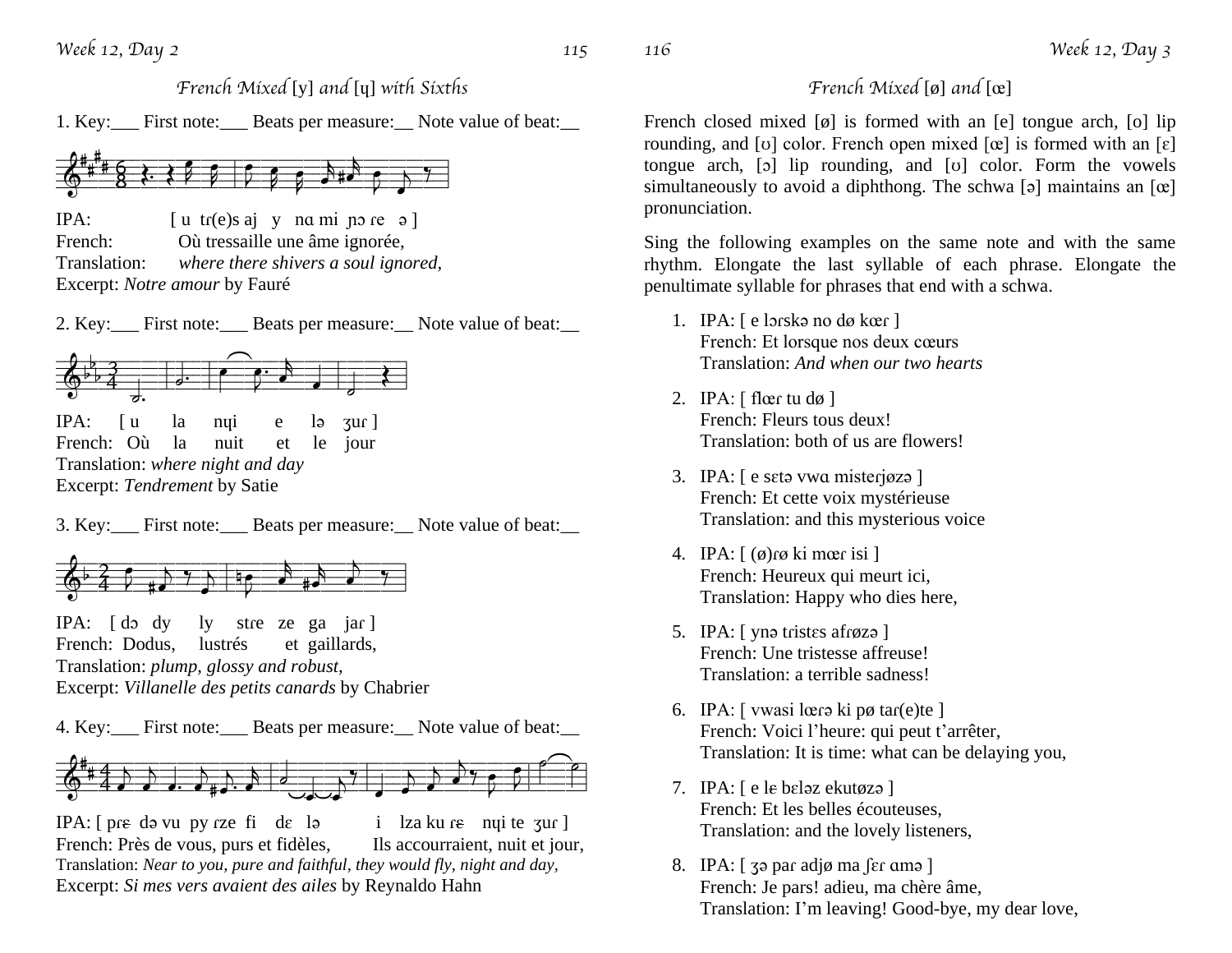## French Mixed [y] and [ɥ] with Sixths

1. Key:___ First note:___ Beats per measure:__ Note value of beat:__

IPA: [ u tɾ(e)s aj y nɑ mi ɲɔ ɾe ə ]
French: Où tressaille une âme ignorée,
Translation: *where there shivers a soul ignored,*
Excerpt: *Notre amour* by Fauré

2. Key:___ First note:___ Beats per measure:__ Note value of beat:__

IPA: [ u la nɥi e lə ʒuɾ ]
French: Où la nuit et le jour
Translation: *where night and day*
Excerpt: *Tendrement* by Satie

3. Key:___ First note:___ Beats per measure:__ Note value of beat:__

IPA: [ dɔ dy ly stɾe ze ga jaɾ ]
French: Dodus, lustrés et gaillards,
Translation: *plump, glossy and robust,*
Excerpt: *Villanelle des petits canards* by Chabrier

4. Key:___ First note:___ Beats per measure:__ Note value of beat:__

IPA: [ pɾɛ də vu py ɾze fi dɛ lə i lza ku ɾɛ nɥi te ʒuɾ ]
French: Près de vous, purs et fidèles, Ils accourraient, nuit et jour,
Translation: *Near to you, pure and faithful, they would fly, night and day,*
Excerpt: *Si mes vers avaient des ailes* by Reynaldo Hahn

## French Mixed [ø] and [œ]

French closed mixed [ø] is formed with an [e] tongue arch, [o] lip rounding, and [ʊ] color. French open mixed [œ] is formed with an [ɛ] tongue arch, [ɔ] lip rounding, and [ʊ] color. Form the vowels simultaneously to avoid a diphthong. The schwa [ə] maintains an [œ] pronunciation.

Sing the following examples on the same note and with the same rhythm. Elongate the last syllable of each phrase. Elongate the penultimate syllable for phrases that end with a schwa.

1. IPA: [ e lɔɾskə no dø kœɾ ]
   French: Et lorsque nos deux cœurs
   Translation: *And when our two hearts*
2. IPA: [ flœɾ tu dø ]
   French: Fleurs tous deux!
   Translation: both of us are flowers!
3. IPA: [ e sɛtə vwɑ misteɾjøzə ]
   French: Et cette voix mystérieuse
   Translation: and this mysterious voice
4. IPA: [ (ø)ɾø ki mœɾ isi ]
   French: Heureux qui meurt ici,
   Translation: Happy who dies here,
5. IPA: [ ynə tɾistɛs afɾøzə ]
   French: Une tristesse affreuse!
   Translation: a terrible sadness!
6. IPA: [ vwasi lœɾə ki pø taɾ(e)te ]
   French: Voici l'heure: qui peut t'arrêter,
   Translation: It is time: what can be delaying you,
7. IPA: [ e lɛ bɛləz ekutøzə ]
   French: Et les belles écouteuses,
   Translation: and the lovely listeners,
8. IPA: [ ʒə paɾ adjø ma ʃɛɾ ɑmə ]
   French: Je pars! adieu, ma chère âme,
   Translation: I'm leaving! Good-bye, my dear love,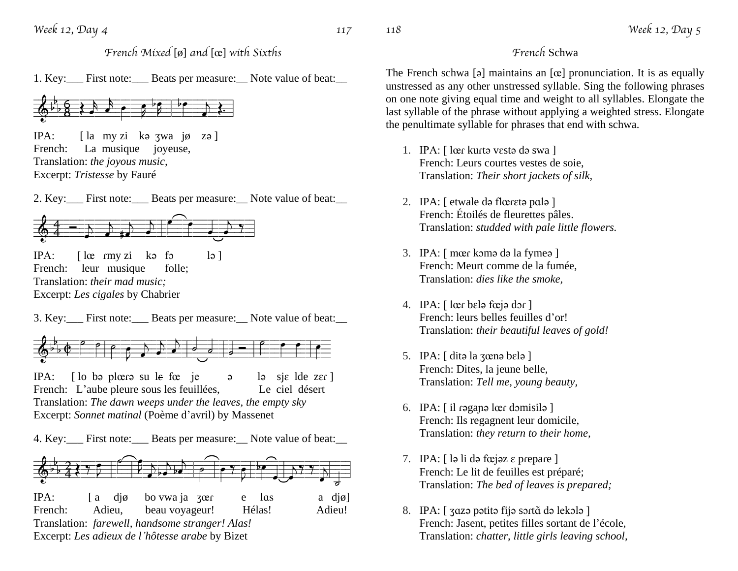## French Mixed [ø] and [œ] with Sixths

1. Key:___ First note:___ Beats per measure:__ Note value of beat:__

IPA: [ la my zi kə ʒwa jø zə ]
French: La musique joyeuse,
Translation: *the joyous music,*
Excerpt: *Tristesse* by Fauré

2. Key:___ First note:___ Beats per measure:__ Note value of beat:__

IPA: [ lœ ɾmy zi kə fɔ lə ]
French: leur musique folle;
Translation: *their mad music;*
Excerpt: *Les cigales* by Chabrier

3. Key:___ First note:___ Beats per measure:__ Note value of beat:__

IPA: [ lo bə plœɾə su lɛ fœ je ə lə sjɛ lde zɛɾ ]
French: L'aube pleure sous les feuillées, Le ciel désert
Translation: *The dawn weeps under the leaves, the empty sky*
Excerpt: *Sonnet matinal* (Poème d'avril) by Massenet

4. Key:___ First note:___ Beats per measure:__ Note value of beat:__

IPA: [ a djø bo vwa ja ʒœɾ e lɑs a djø]
French: Adieu, beau voyageur! Hélas! Adieu!
Translation: *farewell, handsome stranger! Alas!*
Excerpt: *Les adieux de l'hôtesse arabe* by Bizet

## French Schwa

The French schwa [ə] maintains an [œ] pronunciation. It is as equally unstressed as any other unstressed syllable. Sing the following phrases on one note giving equal time and weight to all syllables. Elongate the last syllable of the phrase without applying a weighted stress. Elongate the penultimate syllable for phrases that end with schwa.

1. IPA: [ lœɾ kuɾtə vɛstə də swa ]
   French: Leurs courtes vestes de soie,
   Translation: *Their short jackets of silk,*

2. IPA: [ etwale də flœɾɛtə pɑlə ]
   French: Étoilés de fleurettes pâles.
   Translation: *studded with pale little flowers.*

3. IPA: [ mœɾ kɔmə də la fymeə ]
   French: Meurt comme de la fumée,
   Translation: *dies like the smoke,*

4. IPA: [ lœɾ bɛlə fœjə dɔɾ ]
   French: leurs belles feuilles d'or!
   Translation: *their beautiful leaves of gold!*

5. IPA: [ ditə la ʒœnə bɛlə ]
   French: Dites, la jeune belle,
   Translation: *Tell me, young beauty,*

6. IPA: [ il ɾəgaɲə lœɾ dɔmisilə ]
   French: Ils regagnent leur domicile,
   Translation: *they return to their home,*

7. IPA: [ lə li də fœjəz ɛ pɾepaɾe ]
   French: Le lit de feuilles est préparé;
   Translation: *The bed of leaves is prepared;*

8. IPA: [ ʒɑzə pətitə fijə sɔɾtɑ̃ də lekɔlə ]
   French: Jasent, petites filles sortant de l'école,
   Translation: *chatter, little girls leaving school,*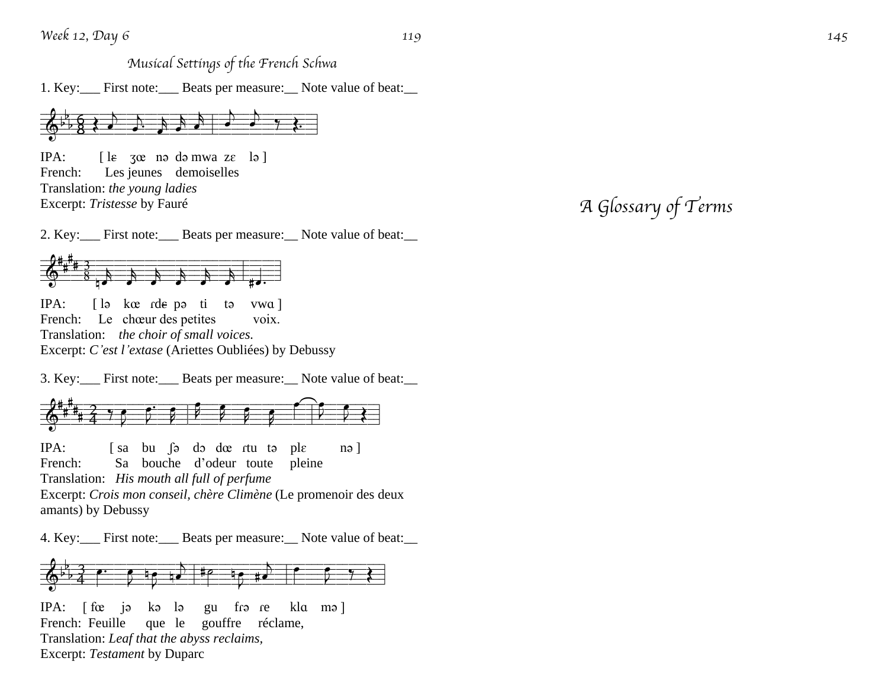## Musical Settings of the French Schwa

1. Key:___ First note:___ Beats per measure:__ Note value of beat:__

IPA: [ lɛ ʒœ nə də mwa zɛ lə ]
French: Les jeunes demoiselles
Translation: *the young ladies*
Excerpt: *Tristesse* by Fauré

2. Key:___ First note:___ Beats per measure:__ Note value of beat:__

IPA: [ lə kœ ɾdɛ pə ti tə vwɑ ]
French: Le chœur des petites voix.
Translation: *the choir of small voices.*
Excerpt: *C'est l'extase* (Ariettes Oubliées) by Debussy

3. Key:___ First note:___ Beats per measure:__ Note value of beat:__

IPA: [ sa bu ʃə dɔ dœ ɾtu tə plɛ nə ]
French: Sa bouche d'odeur toute pleine
Translation: *His mouth all full of perfume*
Excerpt: *Crois mon conseil, chère Climène* (Le promenoir des deux amants) by Debussy

4. Key:___ First note:___ Beats per measure:__ Note value of beat:__

IPA: [ fœ jə kə lə gu frə ɾe klɑ mə ]
French: Feuille que le gouffre réclame,
Translation: *Leaf that the abyss reclaims,*
Excerpt: *Testament* by Duparc

# A Glossary of Terms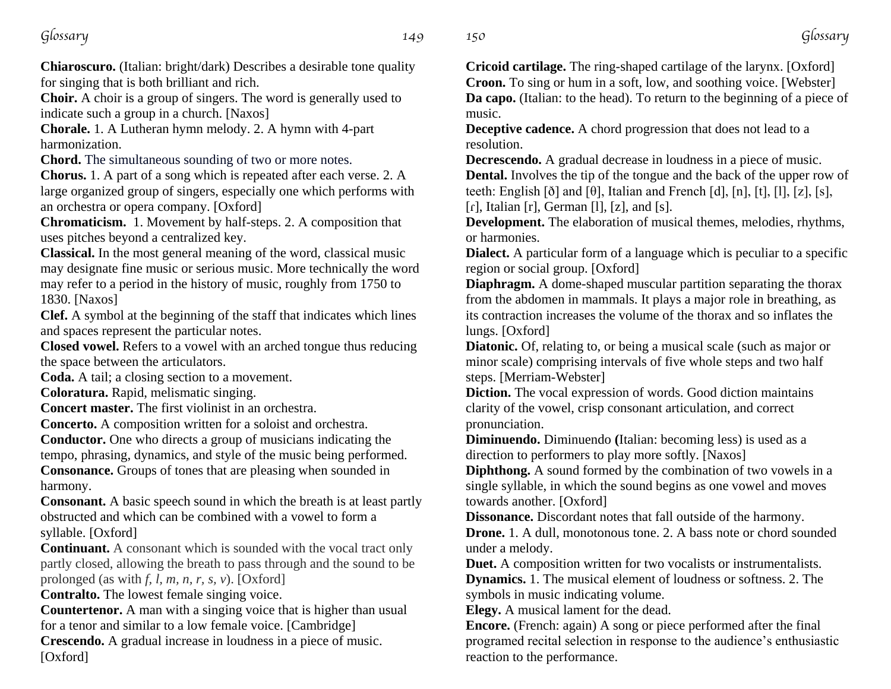**Chiaroscuro.** (Italian: bright/dark) Describes a desirable tone quality for singing that is both brilliant and rich.

**Choir.** A choir is a group of singers. The word is generally used to indicate such a group in a church. [Naxos]

**Chorale.** 1. A Lutheran hymn melody. 2. A hymn with 4-part harmonization.

**Chord.** The simultaneous sounding of two or more notes.

**Chorus.** 1. A part of a song which is repeated after each verse. 2. A large organized group of singers, especially one which performs with an orchestra or opera company. [Oxford]

**Chromaticism.** 1. Movement by half-steps. 2. A composition that uses pitches beyond a centralized key.

**Classical.** In the most general meaning of the word, classical music may designate fine music or serious music. More technically the word may refer to a period in the history of music, roughly from 1750 to 1830. [Naxos]

**Clef.** A symbol at the beginning of the staff that indicates which lines and spaces represent the particular notes.

**Closed vowel.** Refers to a vowel with an arched tongue thus reducing the space between the articulators.

**Coda.** A tail; a closing section to a movement.

**Coloratura.** Rapid, melismatic singing.

**Concert master.** The first violinist in an orchestra.

**Concerto.** A composition written for a soloist and orchestra.

**Conductor.** One who directs a group of musicians indicating the tempo, phrasing, dynamics, and style of the music being performed.

**Consonance.** Groups of tones that are pleasing when sounded in harmony.

**Consonant.** A basic speech sound in which the breath is at least partly obstructed and which can be combined with a vowel to form a syllable. [Oxford]

**Continuant.** A consonant which is sounded with the vocal tract only partly closed, allowing the breath to pass through and the sound to be prolonged (as with *f, l, m, n, r, s, v*). [Oxford]

**Contralto.** The lowest female singing voice.

**Countertenor.** A man with a singing voice that is higher than usual for a tenor and similar to a low female voice. [Cambridge]

**Crescendo.** A gradual increase in loudness in a piece of music. [Oxford]

**Cricoid cartilage.** The ring-shaped cartilage of the larynx. [Oxford]

**Croon.** To sing or hum in a soft, low, and soothing voice. [Webster]

**Da capo.** (Italian: to the head). To return to the beginning of a piece of music.

**Deceptive cadence.** A chord progression that does not lead to a resolution.

**Decrescendo.** A gradual decrease in loudness in a piece of music.

**Dental.** Involves the tip of the tongue and the back of the upper row of teeth: English [ð] and [θ], Italian and French [d], [n], [t], [l], [z], [s], [ɾ], Italian [r], German [l], [z], and [s].

**Development.** The elaboration of musical themes, melodies, rhythms, or harmonies.

**Dialect.** A particular form of a language which is peculiar to a specific region or social group. [Oxford]

**Diaphragm.** A dome-shaped muscular partition separating the thorax from the abdomen in mammals. It plays a major role in breathing, as its contraction increases the volume of the thorax and so inflates the lungs. [Oxford]

**Diatonic.** Of, relating to, or being a musical scale (such as major or minor scale) comprising intervals of five whole steps and two half steps. [Merriam-Webster]

**Diction.** The vocal expression of words. Good diction maintains clarity of the vowel, crisp consonant articulation, and correct pronunciation.

**Diminuendo.** Diminuendo **(**Italian: becoming less) is used as a direction to performers to play more softly. [Naxos]

**Diphthong.** A sound formed by the combination of two vowels in a single syllable, in which the sound begins as one vowel and moves towards another. [Oxford]

**Dissonance.** Discordant notes that fall outside of the harmony.

**Drone.** 1. A dull, monotonous tone. 2. A bass note or chord sounded under a melody.

**Duet.** A composition written for two vocalists or instrumentalists.

**Dynamics.** 1. The musical element of loudness or softness. 2. The symbols in music indicating volume.

**Elegy.** A musical lament for the dead.

**Encore.** (French: again) A song or piece performed after the final programed recital selection in response to the audience's enthusiastic reaction to the performance.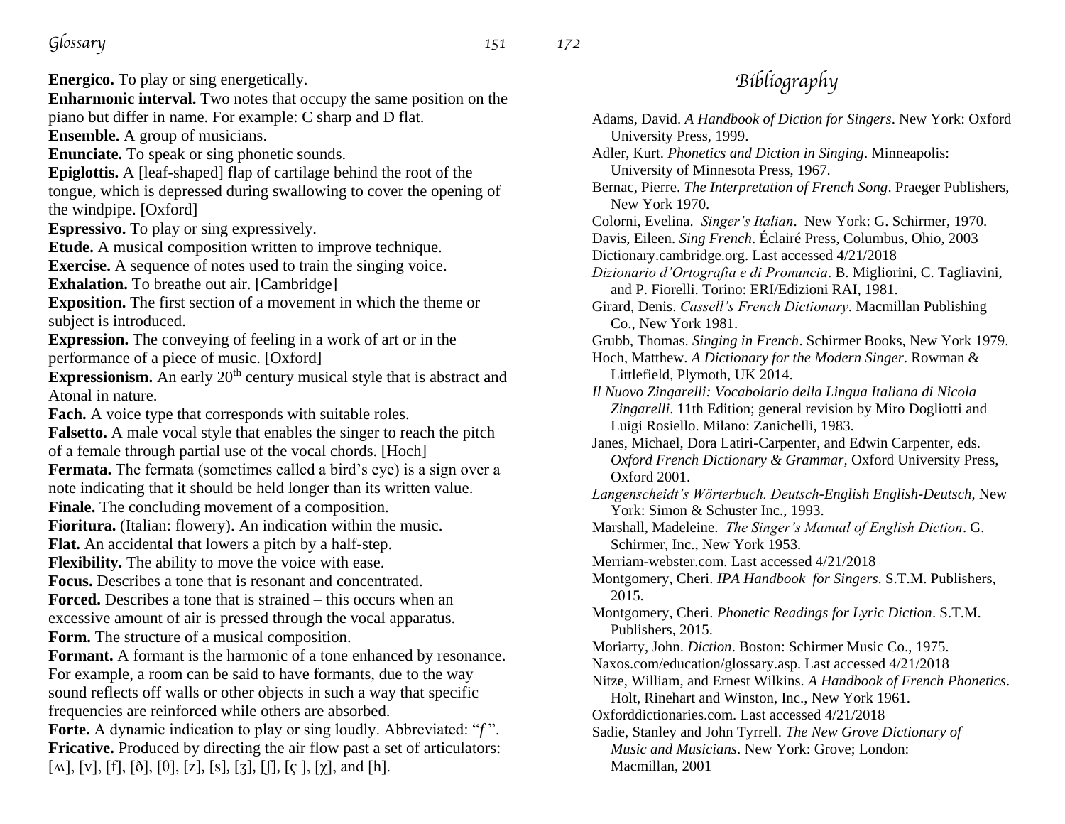**Energico.** To play or sing energetically.
**Enharmonic interval.** Two notes that occupy the same position on the piano but differ in name. For example: C sharp and D flat.
**Ensemble.** A group of musicians.
**Enunciate.** To speak or sing phonetic sounds.
**Epiglottis.** A [leaf-shaped] flap of cartilage behind the root of the tongue, which is depressed during swallowing to cover the opening of the windpipe. [Oxford]
**Espressivo.** To play or sing expressively.
**Etude.** A musical composition written to improve technique.
**Exercise.** A sequence of notes used to train the singing voice.
**Exhalation.** To breathe out air. [Cambridge]
**Exposition.** The first section of a movement in which the theme or subject is introduced.
**Expression.** The conveying of feeling in a work of art or in the performance of a piece of music. [Oxford]
**Expressionism.** An early 20th century musical style that is abstract and Atonal in nature.
**Fach.** A voice type that corresponds with suitable roles.
**Falsetto.** A male vocal style that enables the singer to reach the pitch of a female through partial use of the vocal chords. [Hoch]
**Fermata.** The fermata (sometimes called a bird's eye) is a sign over a note indicating that it should be held longer than its written value.
**Finale.** The concluding movement of a composition.
**Fioritura.** (Italian: flowery). An indication within the music.
**Flat.** An accidental that lowers a pitch by a half-step.
**Flexibility.** The ability to move the voice with ease.
**Focus.** Describes a tone that is resonant and concentrated.
**Forced.** Describes a tone that is strained – this occurs when an excessive amount of air is pressed through the vocal apparatus.
**Form.** The structure of a musical composition.
**Formant.** A formant is the harmonic of a tone enhanced by resonance. For example, a room can be said to have formants, due to the way sound reflects off walls or other objects in such a way that specific frequencies are reinforced while others are absorbed.
**Forte.** A dynamic indication to play or sing loudly. Abbreviated: "*f* ".
**Fricative.** Produced by directing the air flow past a set of articulators: [ʍ], [v], [f], [ð], [θ], [z], [s], [ʒ], [ʃ], [ç ], [χ], and [h].

# Bibliography

Adams, David. *A Handbook of Diction for Singers*. New York: Oxford University Press, 1999.
Adler, Kurt. *Phonetics and Diction in Singing*. Minneapolis: University of Minnesota Press, 1967.
Bernac, Pierre. *The Interpretation of French Song*. Praeger Publishers, New York 1970.
Colorni, Evelina. *Singer's Italian*. New York: G. Schirmer, 1970.
Davis, Eileen. *Sing French*. Éclairé Press, Columbus, Ohio, 2003
Dictionary.cambridge.org. Last accessed 4/21/2018
*Dizionario d'Ortografia e di Pronuncia*. B. Migliorini, C. Tagliavini, and P. Fiorelli. Torino: ERI/Edizioni RAI, 1981.
Girard, Denis. *Cassell's French Dictionary*. Macmillan Publishing Co., New York 1981.
Grubb, Thomas. *Singing in French*. Schirmer Books, New York 1979.
Hoch, Matthew. *A Dictionary for the Modern Singer*. Rowman & Littlefield, Plymoth, UK 2014.
*Il Nuovo Zingarelli: Vocabolario della Lingua Italiana di Nicola Zingarelli*. 11th Edition; general revision by Miro Dogliotti and Luigi Rosiello. Milano: Zanichelli, 1983.
Janes, Michael, Dora Latiri-Carpenter, and Edwin Carpenter, eds. *Oxford French Dictionary & Grammar*, Oxford University Press, Oxford 2001.
*Langenscheidt's Wörterbuch. Deutsch-English English-Deutsch*, New York: Simon & Schuster Inc., 1993.
Marshall, Madeleine. *The Singer's Manual of English Diction*. G. Schirmer, Inc., New York 1953.
Merriam-webster.com. Last accessed 4/21/2018
Montgomery, Cheri. *IPA Handbook for Singers*. S.T.M. Publishers, 2015.
Montgomery, Cheri. *Phonetic Readings for Lyric Diction*. S.T.M. Publishers, 2015.
Moriarty, John. *Diction*. Boston: Schirmer Music Co., 1975.
Naxos.com/education/glossary.asp. Last accessed 4/21/2018
Nitze, William, and Ernest Wilkins. *A Handbook of French Phonetics*. Holt, Rinehart and Winston, Inc., New York 1961.
Oxforddictionaries.com. Last accessed 4/21/2018
Sadie, Stanley and John Tyrrell. *The New Grove Dictionary of Music and Musicians*. New York: Grove; London: Macmillan, 2001